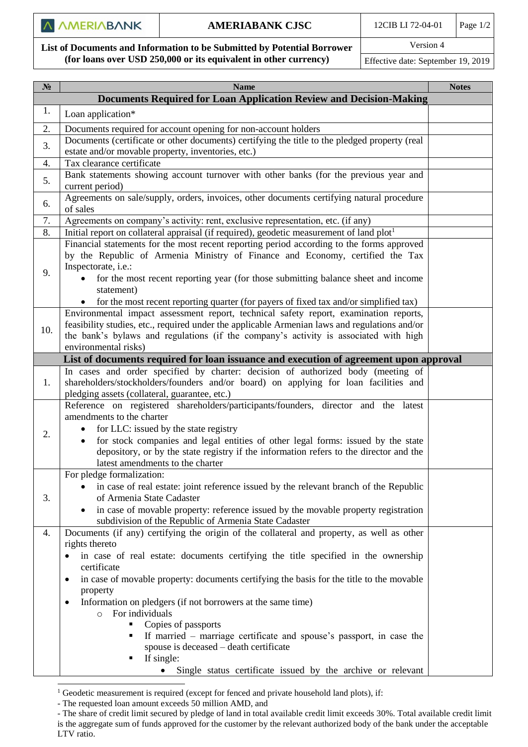# AMERIABANK CJSC

12CIB LI 72-04-01

**List of Documents and Information to be Submitted by Potential Borrower (for loans over USD 250,000 or its equivalent in other currency)**

Version 4

Effective date: September 19, 2019

| № | Name | Notes |
|---|---|---|
| | **Documents Required for Loan Application Review and Decision-Making** | |
| 1. | Loan application* | |
| 2. | Documents required for account opening for non-account holders | |
| 3. | Documents (certificate or other documents) certifying the title to the pledged property (real estate and/or movable property, inventories, etc.) | |
| 4. | Tax clearance certificate | |
| 5. | Bank statements showing account turnover with other banks (for the previous year and current period) | |
| 6. | Agreements on sale/supply, orders, invoices, other documents certifying natural procedure of sales | |
| 7. | Agreements on company's activity: rent, exclusive representation, etc. (if any) | |
| 8. | Initial report on collateral appraisal (if required), geodetic measurement of land plot[1] | |
| 9. | Financial statements for the most recent reporting period according to the forms approved by the Republic of Armenia Ministry of Finance and Economy, certified the Tax Inspectorate, i.e.:<br>• for the most recent reporting year (for those submitting balance sheet and income statement)<br>• for the most recent reporting quarter (for payers of fixed tax and/or simplified tax) | |
| 10. | Environmental impact assessment report, technical safety report, examination reports, feasibility studies, etc., required under the applicable Armenian laws and regulations and/or the bank's bylaws and regulations (if the company's activity is associated with high environmental risks) | |
| | **List of documents required for loan issuance and execution of agreement upon approval** | |
| 1. | In cases and order specified by charter: decision of authorized body (meeting of shareholders/stockholders/founders and/or board) on applying for loan facilities and pledging assets (collateral, guarantee, etc.) | |
| 2. | Reference on registered shareholders/participants/founders, director and the latest amendments to the charter<br>• for LLC: issued by the state registry<br>• for stock companies and legal entities of other legal forms: issued by the state depository, or by the state registry if the information refers to the director and the latest amendments to the charter | |
| 3. | For pledge formalization:<br>• in case of real estate: joint reference issued by the relevant branch of the Republic of Armenia State Cadaster<br>• in case of movable property: reference issued by the movable property registration subdivision of the Republic of Armenia State Cadaster | |
| 4. | Documents (if any) certifying the origin of the collateral and property, as well as other rights thereto<br>• in case of real estate: documents certifying the title specified in the ownership certificate<br>• in case of movable property: documents certifying the basis for the title to the movable property<br>• Information on pledgers (if not borrowers at the same time)<br>&nbsp;&nbsp;○ For individuals<br>&nbsp;&nbsp;&nbsp;&nbsp;▪ Copies of passports<br>&nbsp;&nbsp;&nbsp;&nbsp;▪ If married – marriage certificate and spouse's passport, in case the spouse is deceased – death certificate<br>&nbsp;&nbsp;&nbsp;&nbsp;▪ If single:<br>&nbsp;&nbsp;&nbsp;&nbsp;&nbsp;&nbsp;• Single status certificate issued by the archive or relevant | |

[1] Geodetic measurement is required (except for fenced and private household land plots), if:
- The requested loan amount exceeds 50 million AMD, and
- The share of credit limit secured by pledge of land in total available credit limit exceeds 30%. Total available credit limit is the aggregate sum of funds approved for the customer by the relevant authorized body of the bank under the acceptable LTV ratio.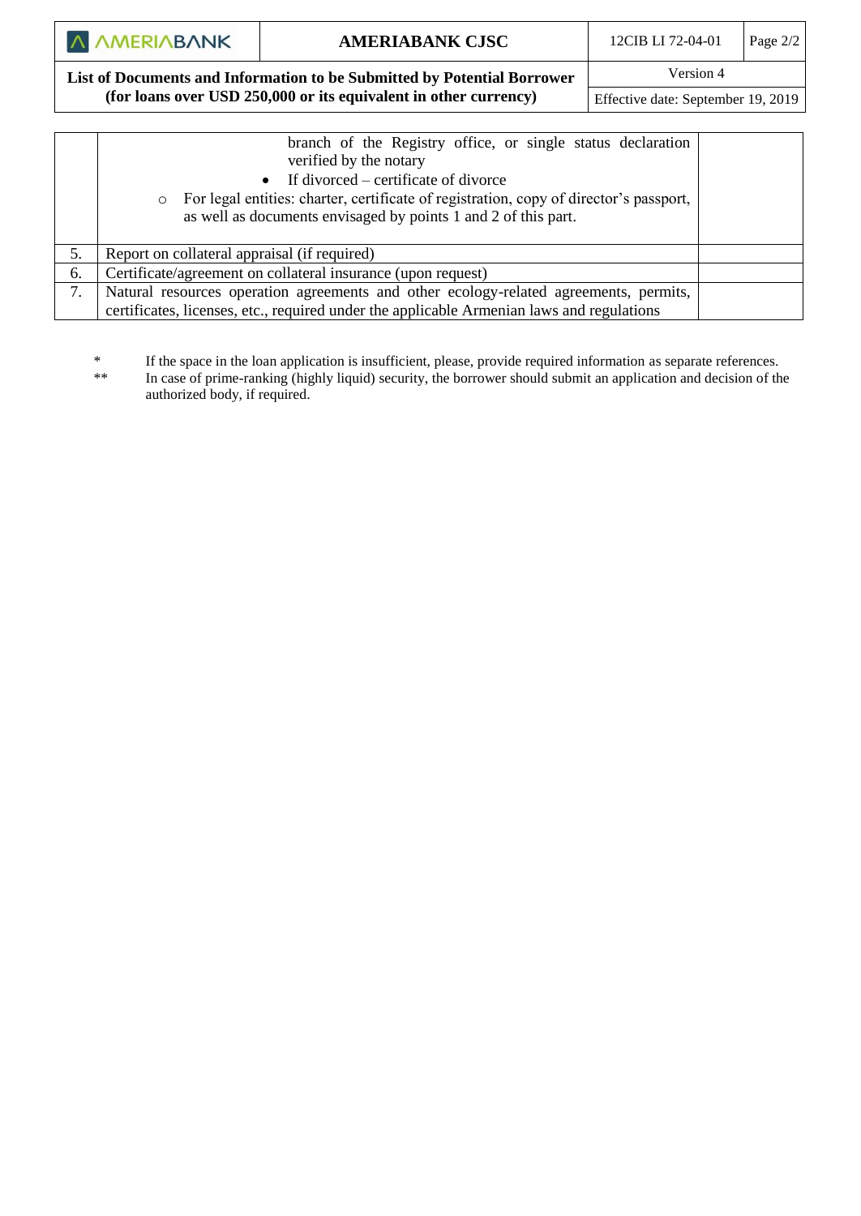| | | |
|---|---|---|
| | branch of the Registry office, or single status declaration verified by the notary <br>• If divorced – certificate of divorce <br>○ For legal entities: charter, certificate of registration, copy of director's passport, as well as documents envisaged by points 1 and 2 of this part. | |
| 5. | Report on collateral appraisal (if required) | |
| 6. | Certificate/agreement on collateral insurance (upon request) | |
| 7. | Natural resources operation agreements and other ecology-related agreements, permits, certificates, licenses, etc., required under the applicable Armenian laws and regulations | |

\* If the space in the loan application is insufficient, please, provide required information as separate references.

\*\* In case of prime-ranking (highly liquid) security, the borrower should submit an application and decision of the authorized body, if required.